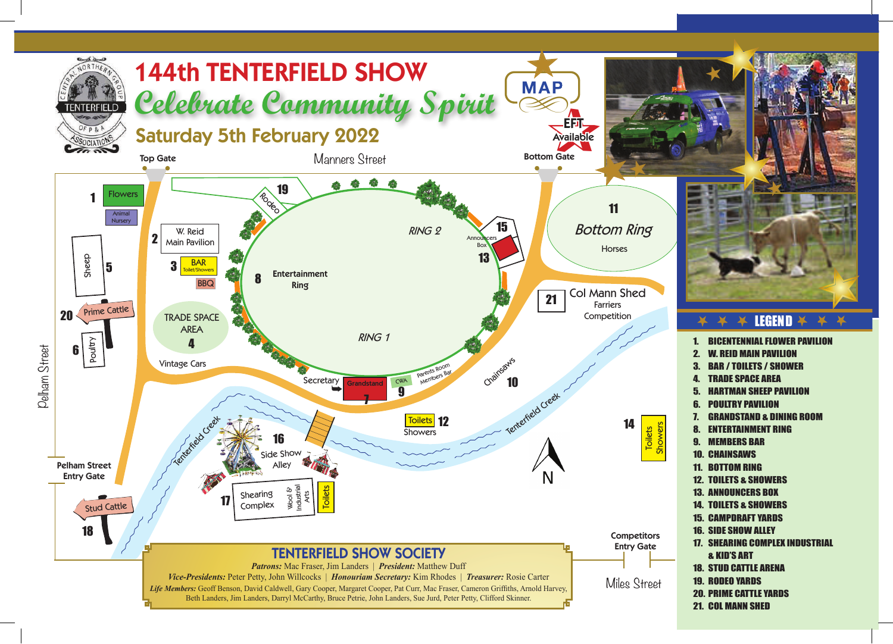# 144th TENTERFIELD SHOW

## Celebrate Community Spirit

### Saturday 5th February 2022

MAP

EFT Available

Top Gate · Manners Street · Bottom Gate

1 Flowers · Animal Nursery
2 W. Reid Main Pavilion
3 BAR Toilet/Showers · BBQ
4 TRADE SPACE AREA · Vintage Cars
5 Sheep
6 Poultry
7 Grandstand · Secretary
8 Entertainment Ring
9 CWA · Parents Room · Members Bar
10 Chainsaws
11 Bottom Ring · Horses
12 Toilets · Showers
13 Announcers Box
14 Toilets · Showers
15
16 Side Show Alley
17 Shearing Complex · Wool & Industrial Arts · Toilets
18 Stud Cattle
19 Rodeo
20 Prime Cattle
21 Col Mann Shed · Farriers Competition

RING 2 · RING 1 · Tenterfield Creek · Pelham Street · Pelham Street Entry Gate · Competitors Entry Gate · Miles Street · N

## LEGEND

1. BICENTENNIAL FLOWER PAVILION
2. W. REID MAIN PAVILION
3. BAR / TOILETS / SHOWER
4. TRADE SPACE AREA
5. HARTMAN SHEEP PAVILION
6. POULTRY PAVILION
7. GRANDSTAND & DINING ROOM
8. ENTERTAINMENT RING
9. MEMBERS BAR
10. CHAINSAWS
11. BOTTOM RING
12. TOILETS & SHOWERS
13. ANNOUNCERS BOX
14. TOILETS & SHOWERS
15. CAMPDRAFT YARDS
16. SIDE SHOW ALLEY
17. SHEARING COMPLEX INDUSTRIAL & KID'S ART
18. STUD CATTLE ARENA
19. RODEO YARDS
20. PRIME CATTLE YARDS
21. COL MANN SHED

## TENTERFIELD SHOW SOCIETY

*Patrons:* Mac Fraser, Jim Landers | *President:* Matthew Duff

*Vice-Presidents:* Peter Petty, John Willcocks | *Honourium Secretary:* Kim Rhodes | *Treasurer:* Rosie Carter

*Life Members:* Geoff Benson, David Caldwell, Gary Cooper, Margaret Cooper, Pat Curr, Mac Fraser, Cameron Griffiths, Arnold Harvey, Beth Landers, Jim Landers, Darryl McCarthy, Bruce Petrie, John Landers, Sue Jurd, Peter Petty, Clifford Skinner.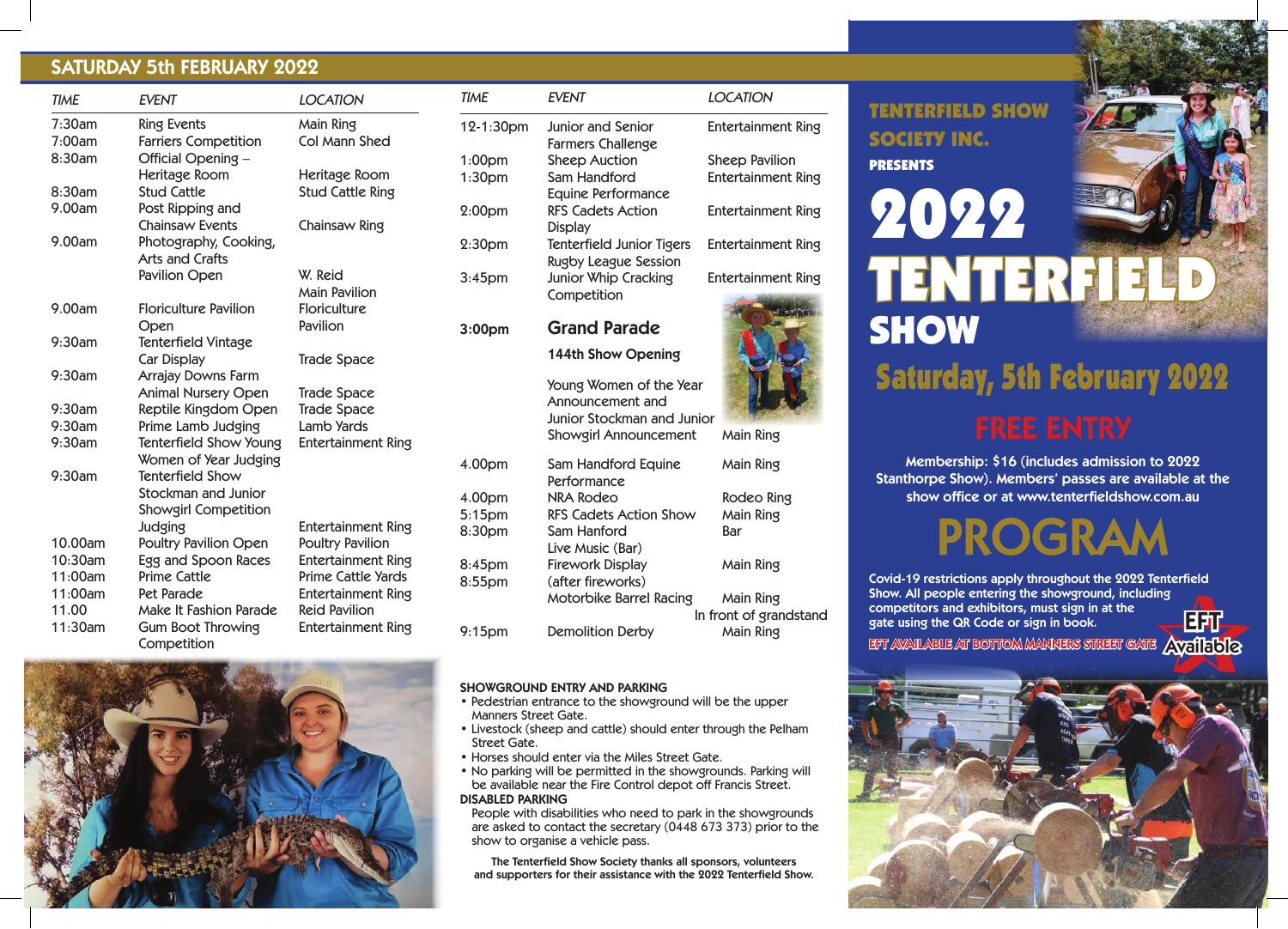## SATURDAY 5th FEBRUARY 2022

| TIME | EVENT | LOCATION |
|---|---|---|
| 7:30am | Ring Events | Main Ring |
| 7:00am | Farriers Competition | Col Mann Shed |
| 8:30am | Official Opening – Heritage Room | Heritage Room |
| 8:30am | Stud Cattle | Stud Cattle Ring |
| 9.00am | Post Ripping and Chainsaw Events | Chainsaw Ring |
| 9.00am | Photography, Cooking, Arts and Crafts Pavilion Open | W. Reid Main Pavilion |
| 9.00am | Floriculture Pavilion Open | Floriculture Pavilion |
| 9:30am | Tenterfield Vintage Car Display | Trade Space |
| 9:30am | Arrajay Downs Farm Animal Nursery Open | Trade Space |
| 9:30am | Reptile Kingdom Open | Trade Space |
| 9:30am | Prime Lamb Judging | Lamb Yards |
| 9:30am | Tenterfield Show Young Women of Year Judging | Entertainment Ring |
| 9:30am | Tenterfield Show Stockman and Junior Showgirl Competition Judging | Entertainment Ring |
| 10.00am | Poultry Pavilion Open | Poultry Pavilion |
| 10:30am | Egg and Spoon Races | Entertainment Ring |
| 11:00am | Prime Cattle | Prime Cattle Yards |
| 11:00am | Pet Parade | Entertainment Ring |
| 11.00 | Make It Fashion Parade | Reid Pavilion |
| 11:30am | Gum Boot Throwing Competition | Entertainment Ring |
| 12-1:30pm | Junior and Senior Farmers Challenge | Entertainment Ring |
| 1:00pm | Sheep Auction | Sheep Pavilion |
| 1:30pm | Sam Handford Equine Performance | Entertainment Ring |
| 2:00pm | RFS Cadets Action Display | Entertainment Ring |
| 2:30pm | Tenterfield Junior Tigers Rugby League Session | Entertainment Ring |
| 3:45pm | Junior Whip Cracking Competition | Entertainment Ring |
| 3:00pm | **Grand Parade** **144th Show Opening** Young Women of the Year Announcement and Junior Stockman and Junior Showgirl Announcement | Main Ring |
| 4.00pm | Sam Handford Equine Performance | Main Ring |
| 4.00pm | NRA Rodeo | Rodeo Ring |
| 5:15pm | RFS Cadets Action Show | Main Ring |
| 8:30pm | Sam Hanford Live Music (Bar) | Bar |
| 8:45pm | Firework Display | Main Ring |
| 8:55pm | (after fireworks) Motorbike Barrel Racing | Main Ring In front of grandstand |
| 9:15pm | Demolition Derby | Main Ring |

**SHOWGROUND ENTRY AND PARKING**

- Pedestrian entrance to the showground will be the upper Manners Street Gate.
- Livestock (sheep and cattle) should enter through the Pelham Street Gate.
- Horses should enter via the Miles Street Gate.
- No parking will be permitted in the showgrounds. Parking will be available near the Fire Control depot off Francis Street.

**DISABLED PARKING**

People with disabilities who need to park in the showgrounds are asked to contact the secretary (0448 673 373) prior to the show to organise a vehicle pass.

**The Tenterfield Show Society thanks all sponsors, volunteers and supporters for their assistance with the 2022 Tenterfield Show.**

**TENTERFIELD SHOW SOCIETY INC.**

**PRESENTS**

# 2022 TENTERFIELD SHOW

## Saturday, 5th February 2022

## FREE ENTRY

**Membership: $16 (includes admission to 2022 Stanthorpe Show). Members' passes are available at the show office or at www.tenterfieldshow.com.au**

# PROGRAM

**Covid-19 restrictions apply throughout the 2022 Tenterfield Show. All people entering the showground, including competitors and exhibitors, must sign in at the gate using the QR Code or sign in book.**

**EFT AVAILABLE AT BOTTOM MANNERS STREET GATE**

**EFT Available**